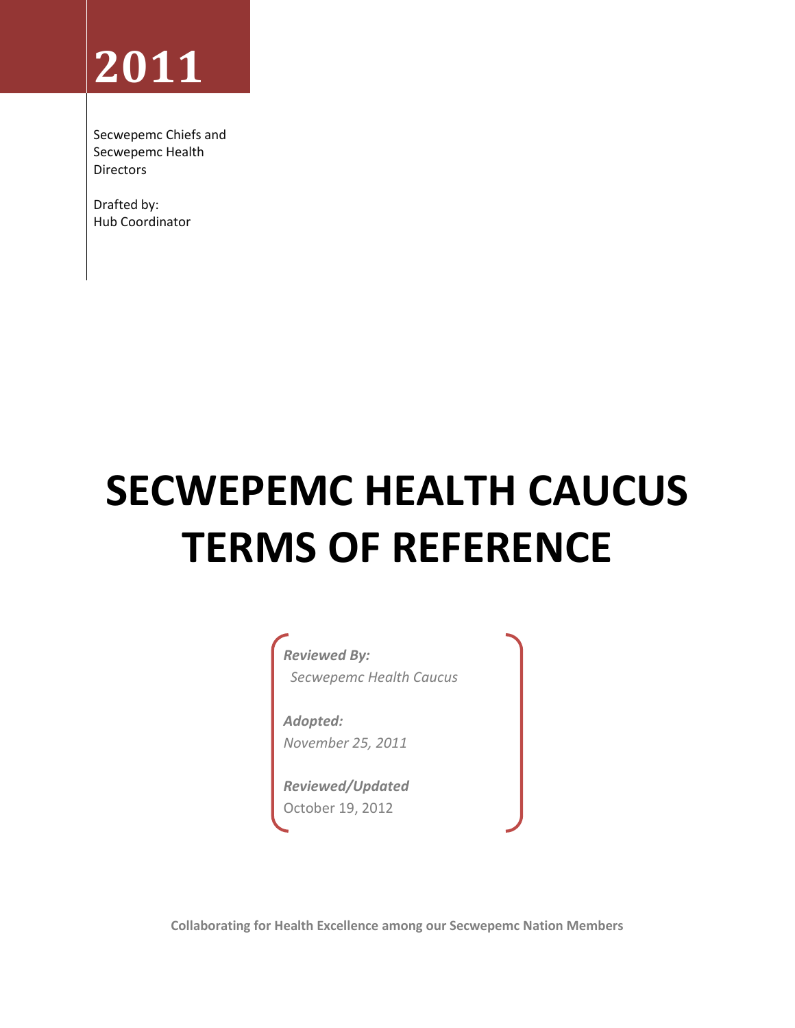**2011**

Secwepemc Chiefs and Secwepemc Health Directors

Drafted by:
Hub Coordinator

# SECWEPEMC HEALTH CAUCUS TERMS OF REFERENCE

***Reviewed By:***
*Secwepemc Health Caucus*

***Adopted:***
*November 25, 2011*

***Reviewed/Updated***
October 19, 2012

**Collaborating for Health Excellence among our Secwepemc Nation Members**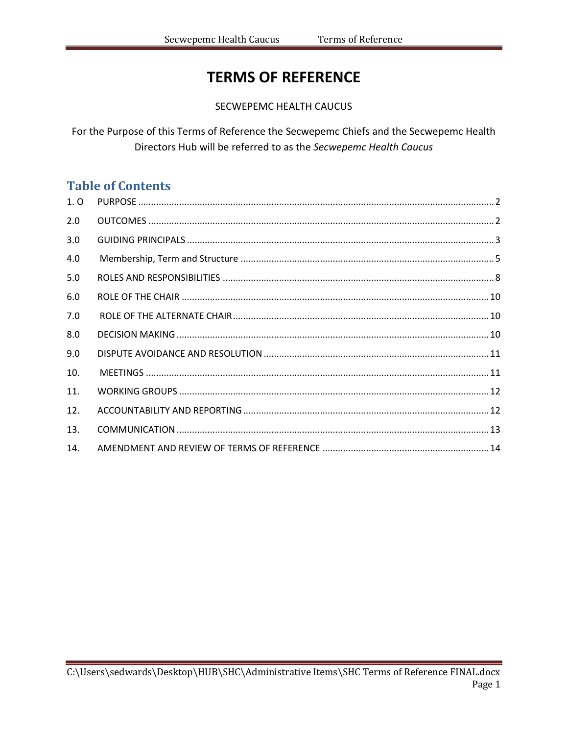# TERMS OF REFERENCE

SECWEPEMC HEALTH CAUCUS

For the Purpose of this Terms of Reference the Secwepemc Chiefs and the Secwepemc Health Directors Hub will be referred to as the *Secwepemc Health Caucus*

## Table of Contents

1. O PURPOSE ........ 2
2.0 OUTCOMES ........ 2
3.0 GUIDING PRINCIPALS ........ 3
4.0 Membership, Term and Structure ........ 5
5.0 ROLES AND RESPONSIBILITIES ........ 8
6.0 ROLE OF THE CHAIR ........ 10
7.0 ROLE OF THE ALTERNATE CHAIR ........ 10
8.0 DECISION MAKING ........ 10
9.0 DISPUTE AVOIDANCE AND RESOLUTION ........ 11
10. MEETINGS ........ 11
11. WORKING GROUPS ........ 12
12. ACCOUNTABILITY AND REPORTING ........ 12
13. COMMUNICATION ........ 13
14. AMENDMENT AND REVIEW OF TERMS OF REFERENCE ........ 14

C:\Users\sedwards\Desktop\HUB\SHC\Administrative Items\SHC Terms of Reference FINAL.docx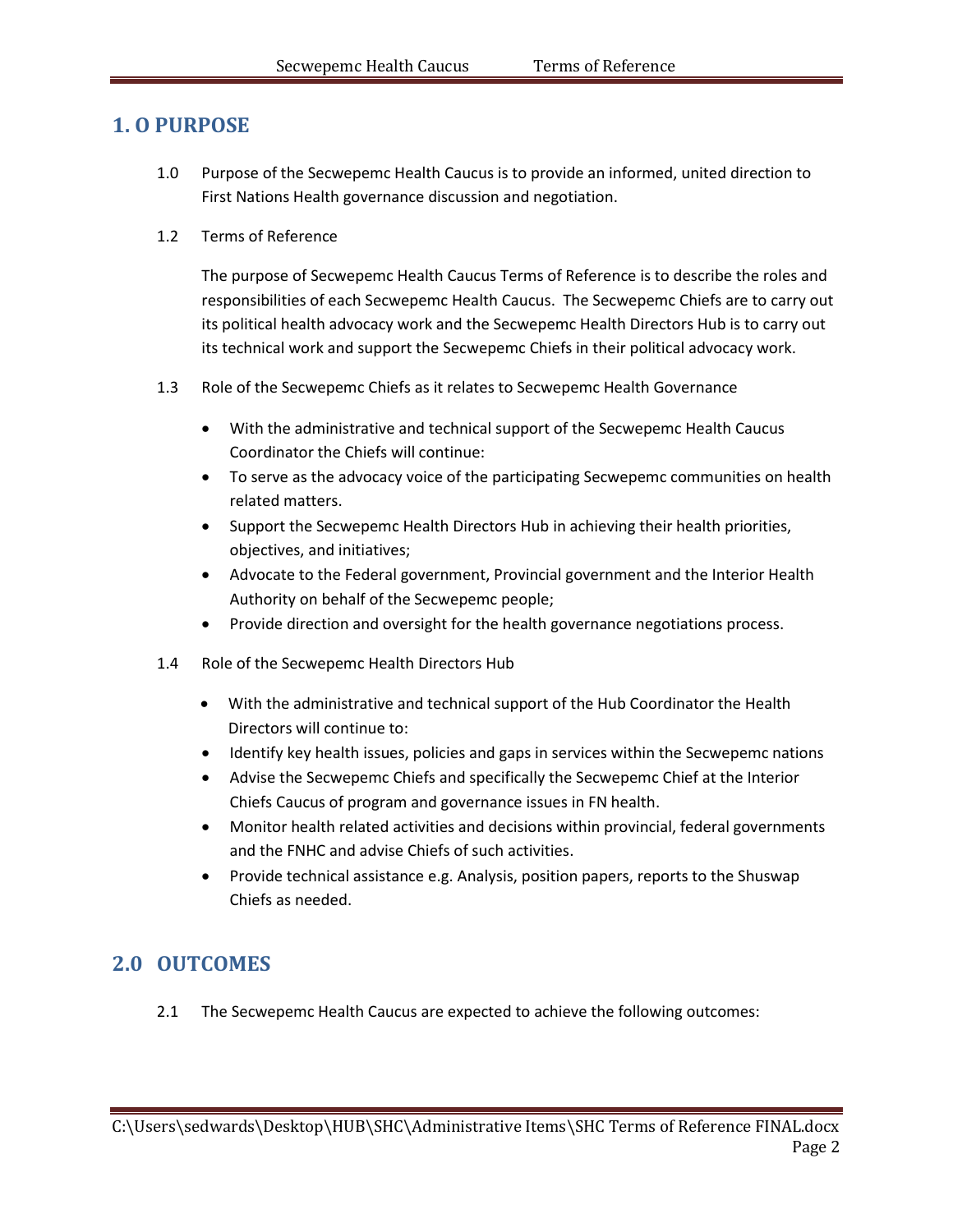## 1. O PURPOSE

1.0 Purpose of the Secwepemc Health Caucus is to provide an informed, united direction to First Nations Health governance discussion and negotiation.

1.2 Terms of Reference

The purpose of Secwepemc Health Caucus Terms of Reference is to describe the roles and responsibilities of each Secwepemc Health Caucus. The Secwepemc Chiefs are to carry out its political health advocacy work and the Secwepemc Health Directors Hub is to carry out its technical work and support the Secwepemc Chiefs in their political advocacy work.

1.3 Role of the Secwepemc Chiefs as it relates to Secwepemc Health Governance

- With the administrative and technical support of the Secwepemc Health Caucus Coordinator the Chiefs will continue:
- To serve as the advocacy voice of the participating Secwepemc communities on health related matters.
- Support the Secwepemc Health Directors Hub in achieving their health priorities, objectives, and initiatives;
- Advocate to the Federal government, Provincial government and the Interior Health Authority on behalf of the Secwepemc people;
- Provide direction and oversight for the health governance negotiations process.

1.4 Role of the Secwepemc Health Directors Hub

- With the administrative and technical support of the Hub Coordinator the Health Directors will continue to:
- Identify key health issues, policies and gaps in services within the Secwepemc nations
- Advise the Secwepemc Chiefs and specifically the Secwepemc Chief at the Interior Chiefs Caucus of program and governance issues in FN health.
- Monitor health related activities and decisions within provincial, federal governments and the FNHC and advise Chiefs of such activities.
- Provide technical assistance e.g. Analysis, position papers, reports to the Shuswap Chiefs as needed.

## 2.0 OUTCOMES

2.1 The Secwepemc Health Caucus are expected to achieve the following outcomes: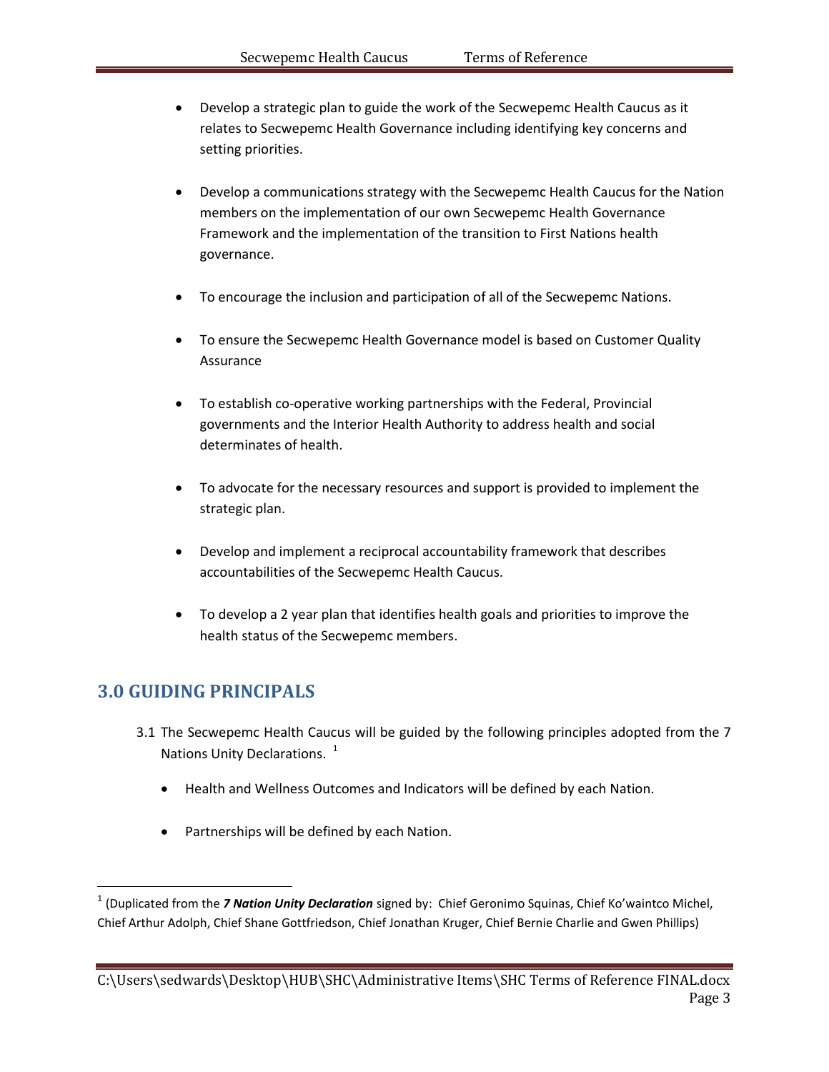- Develop a strategic plan to guide the work of the Secwepemc Health Caucus as it relates to Secwepemc Health Governance including identifying key concerns and setting priorities.

- Develop a communications strategy with the Secwepemc Health Caucus for the Nation members on the implementation of our own Secwepemc Health Governance Framework and the implementation of the transition to First Nations health governance.

- To encourage the inclusion and participation of all of the Secwepemc Nations.

- To ensure the Secwepemc Health Governance model is based on Customer Quality Assurance

- To establish co-operative working partnerships with the Federal, Provincial governments and the Interior Health Authority to address health and social determinates of health.

- To advocate for the necessary resources and support is provided to implement the strategic plan.

- Develop and implement a reciprocal accountability framework that describes accountabilities of the Secwepemc Health Caucus.

- To develop a 2 year plan that identifies health goals and priorities to improve the health status of the Secwepemc members.

## 3.0 GUIDING PRINCIPALS

3.1 The Secwepemc Health Caucus will be guided by the following principles adopted from the 7 Nations Unity Declarations. [1]

- Health and Wellness Outcomes and Indicators will be defined by each Nation.

- Partnerships will be defined by each Nation.

[1] (Duplicated from the ***7 Nation Unity Declaration*** signed by: Chief Geronimo Squinas, Chief Ko'waintco Michel, Chief Arthur Adolph, Chief Shane Gottfriedson, Chief Jonathan Kruger, Chief Bernie Charlie and Gwen Phillips)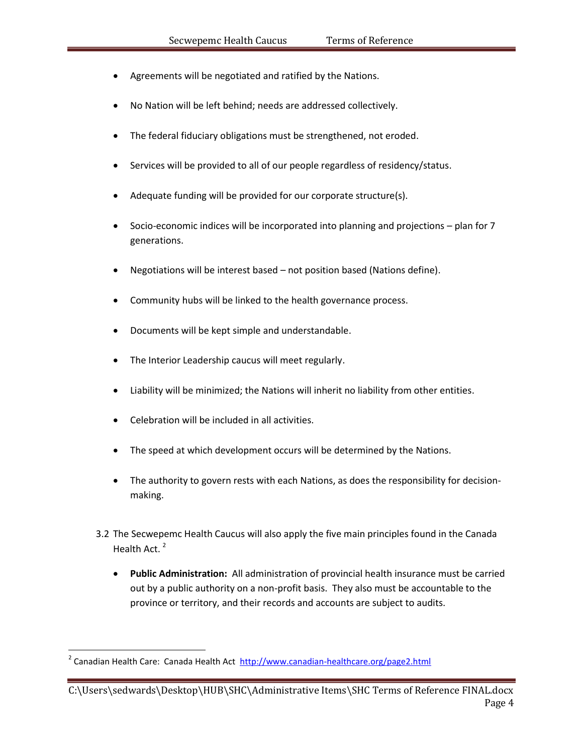- Agreements will be negotiated and ratified by the Nations.
- No Nation will be left behind; needs are addressed collectively.
- The federal fiduciary obligations must be strengthened, not eroded.
- Services will be provided to all of our people regardless of residency/status.
- Adequate funding will be provided for our corporate structure(s).
- Socio-economic indices will be incorporated into planning and projections – plan for 7 generations.
- Negotiations will be interest based – not position based (Nations define).
- Community hubs will be linked to the health governance process.
- Documents will be kept simple and understandable.
- The Interior Leadership caucus will meet regularly.
- Liability will be minimized; the Nations will inherit no liability from other entities.
- Celebration will be included in all activities.
- The speed at which development occurs will be determined by the Nations.
- The authority to govern rests with each Nations, as does the responsibility for decision-making.

3.2 The Secwepemc Health Caucus will also apply the five main principles found in the Canada Health Act. [2]

- **Public Administration:** All administration of provincial health insurance must be carried out by a public authority on a non-profit basis. They also must be accountable to the province or territory, and their records and accounts are subject to audits.

---

[2] Canadian Health Care: Canada Health Act http://www.canadian-healthcare.org/page2.html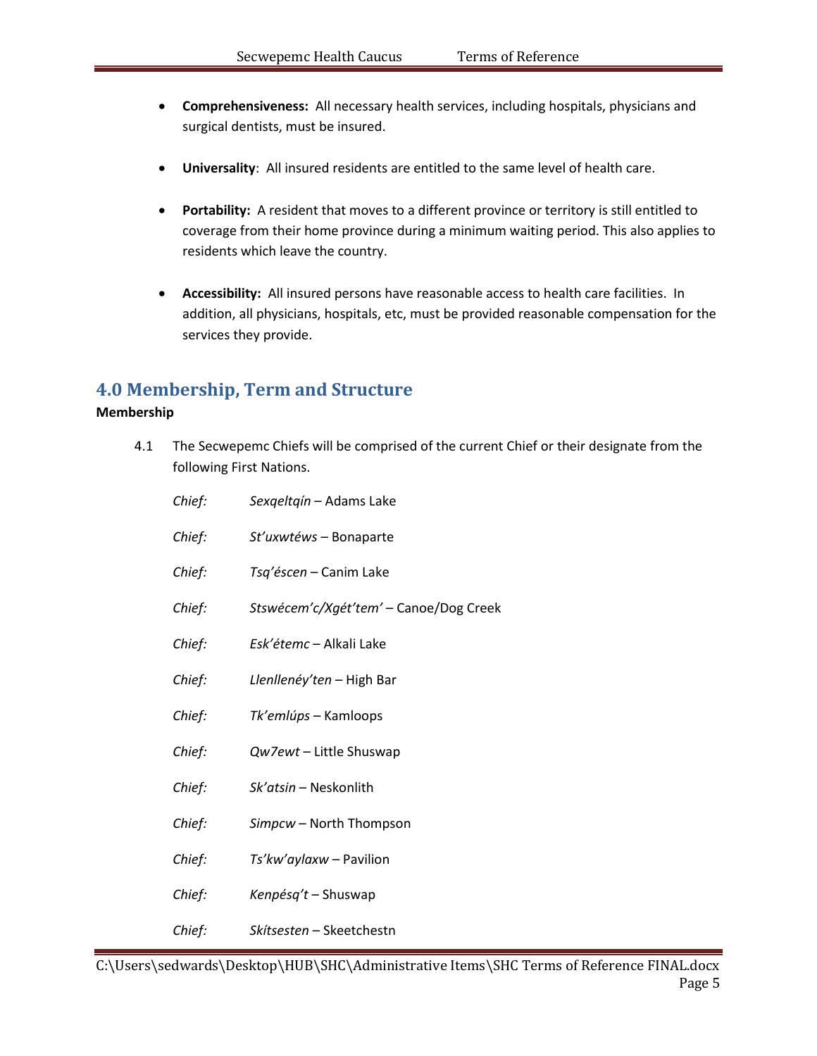- **Comprehensiveness:** All necessary health services, including hospitals, physicians and surgical dentists, must be insured.

- **Universality**: All insured residents are entitled to the same level of health care.

- **Portability:** A resident that moves to a different province or territory is still entitled to coverage from their home province during a minimum waiting period. This also applies to residents which leave the country.

- **Accessibility:** All insured persons have reasonable access to health care facilities. In addition, all physicians, hospitals, etc, must be provided reasonable compensation for the services they provide.

## 4.0 Membership, Term and Structure

**Membership**

4.1 The Secwepemc Chiefs will be comprised of the current Chief or their designate from the following First Nations.

*Chief:* *Sexqeltqín* – Adams Lake

*Chief:* *St'uxwtéws* – Bonaparte

*Chief:* *Tsq'éscen* – Canim Lake

*Chief:* *Stswécem'c/Xgét'tem'* – Canoe/Dog Creek

*Chief:* *Esk'étemc* – Alkali Lake

*Chief:* *Llenllenéy'ten* – High Bar

*Chief:* *Tk'emlúps* – Kamloops

*Chief:* *Qw7ewt* – Little Shuswap

*Chief:* *Sk'atsin* – Neskonlith

*Chief:* *Simpcw* – North Thompson

*Chief:* *Ts'kw'aylaxw* – Pavilion

*Chief:* *Kenpésq't* – Shuswap

*Chief:* *Skítsesten* – Skeetchestn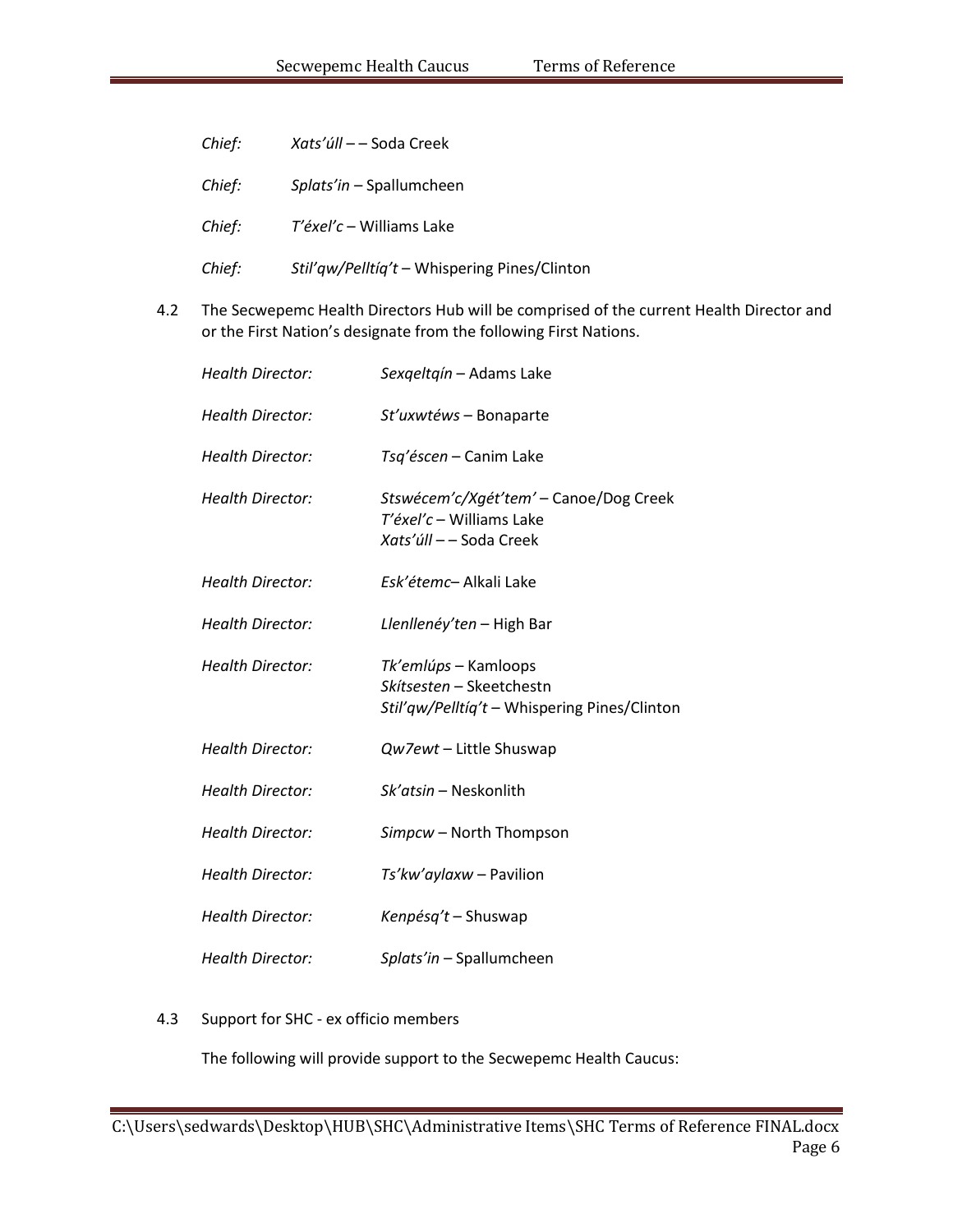*Chief:* *Xats'úll* – – Soda Creek

*Chief:* *Splats'in* – Spallumcheen

*Chief:* *T'éxel'c* – Williams Lake

*Chief:* *Stil'qw/Pelltíq't* – Whispering Pines/Clinton

4.2 The Secwepemc Health Directors Hub will be comprised of the current Health Director and or the First Nation's designate from the following First Nations.

*Health Director:* *Sexqeltqín* – Adams Lake

*Health Director:* *St'uxwtéws* – Bonaparte

*Health Director:* *Tsq'éscen* – Canim Lake

*Health Director:* *Stswécem'c/Xgét'tem'* – Canoe/Dog Creek
*T'éxel'c* – Williams Lake
*Xats'úll* – – Soda Creek

*Health Director:* *Esk'étemc*– Alkali Lake

*Health Director:* *Llenllenéy'ten* – High Bar

*Health Director:* *Tk'emlúps* – Kamloops
*Skítsesten* – Skeetchestn
*Stil'qw/Pelltíq't* – Whispering Pines/Clinton

*Health Director:* *Qw7ewt* – Little Shuswap

*Health Director:* *Sk'atsin* – Neskonlith

*Health Director:* *Simpcw* – North Thompson

*Health Director:* *Ts'kw'aylaxw* – Pavilion

*Health Director:* *Kenpésq't* – Shuswap

*Health Director:* *Splats'in* – Spallumcheen

4.3 Support for SHC - ex officio members

The following will provide support to the Secwepemc Health Caucus: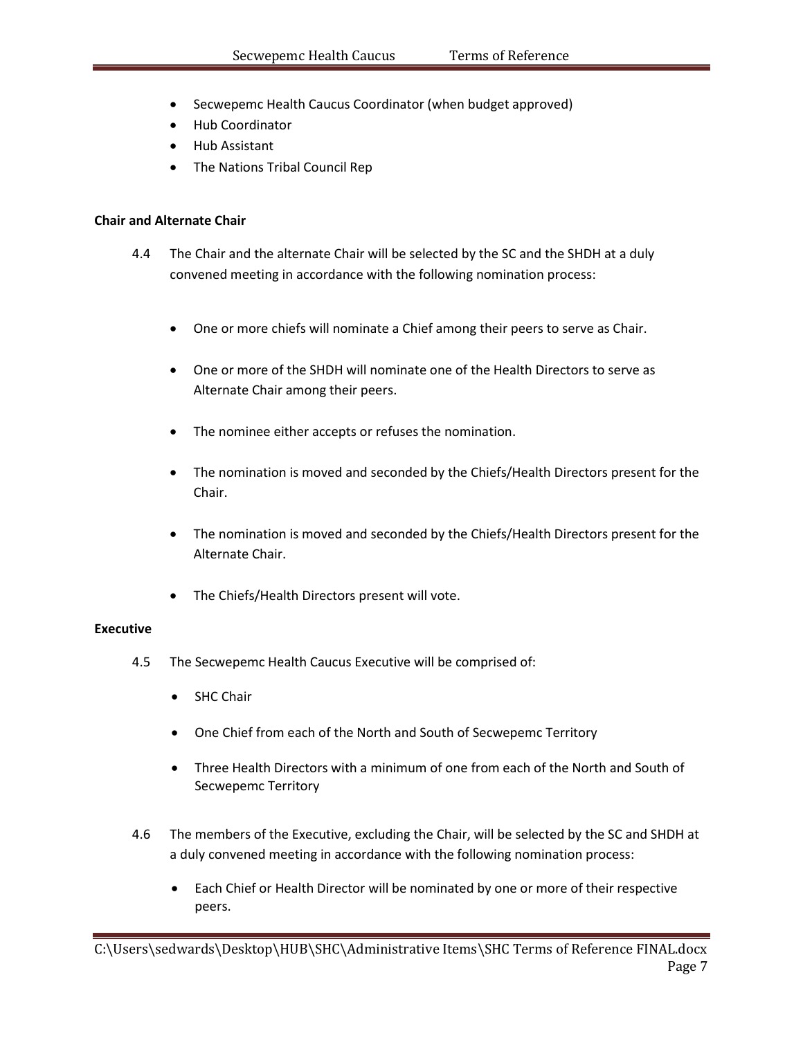- Secwepemc Health Caucus Coordinator (when budget approved)
- Hub Coordinator
- Hub Assistant
- The Nations Tribal Council Rep

**Chair and Alternate Chair**

4.4 The Chair and the alternate Chair will be selected by the SC and the SHDH at a duly convened meeting in accordance with the following nomination process:

- One or more chiefs will nominate a Chief among their peers to serve as Chair.
- One or more of the SHDH will nominate one of the Health Directors to serve as Alternate Chair among their peers.
- The nominee either accepts or refuses the nomination.
- The nomination is moved and seconded by the Chiefs/Health Directors present for the Chair.
- The nomination is moved and seconded by the Chiefs/Health Directors present for the Alternate Chair.
- The Chiefs/Health Directors present will vote.

**Executive**

4.5 The Secwepemc Health Caucus Executive will be comprised of:

- SHC Chair
- One Chief from each of the North and South of Secwepemc Territory
- Three Health Directors with a minimum of one from each of the North and South of Secwepemc Territory

4.6 The members of the Executive, excluding the Chair, will be selected by the SC and SHDH at a duly convened meeting in accordance with the following nomination process:

- Each Chief or Health Director will be nominated by one or more of their respective peers.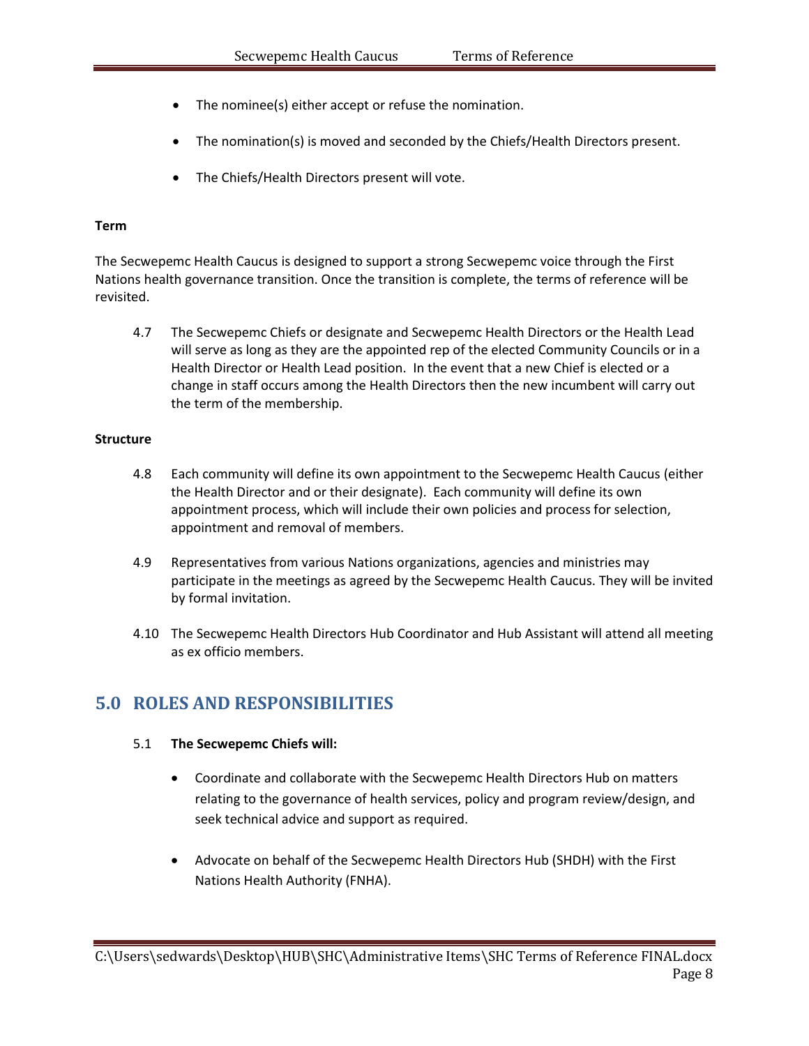- The nominee(s) either accept or refuse the nomination.
- The nomination(s) is moved and seconded by the Chiefs/Health Directors present.
- The Chiefs/Health Directors present will vote.

**Term**

The Secwepemc Health Caucus is designed to support a strong Secwepemc voice through the First Nations health governance transition. Once the transition is complete, the terms of reference will be revisited.

4.7 The Secwepemc Chiefs or designate and Secwepemc Health Directors or the Health Lead will serve as long as they are the appointed rep of the elected Community Councils or in a Health Director or Health Lead position. In the event that a new Chief is elected or a change in staff occurs among the Health Directors then the new incumbent will carry out the term of the membership.

**Structure**

4.8 Each community will define its own appointment to the Secwepemc Health Caucus (either the Health Director and or their designate). Each community will define its own appointment process, which will include their own policies and process for selection, appointment and removal of members.

4.9 Representatives from various Nations organizations, agencies and ministries may participate in the meetings as agreed by the Secwepemc Health Caucus. They will be invited by formal invitation.

4.10 The Secwepemc Health Directors Hub Coordinator and Hub Assistant will attend all meeting as ex officio members.

## 5.0 ROLES AND RESPONSIBILITIES

5.1 **The Secwepemc Chiefs will:**

- Coordinate and collaborate with the Secwepemc Health Directors Hub on matters relating to the governance of health services, policy and program review/design, and seek technical advice and support as required.
- Advocate on behalf of the Secwepemc Health Directors Hub (SHDH) with the First Nations Health Authority (FNHA).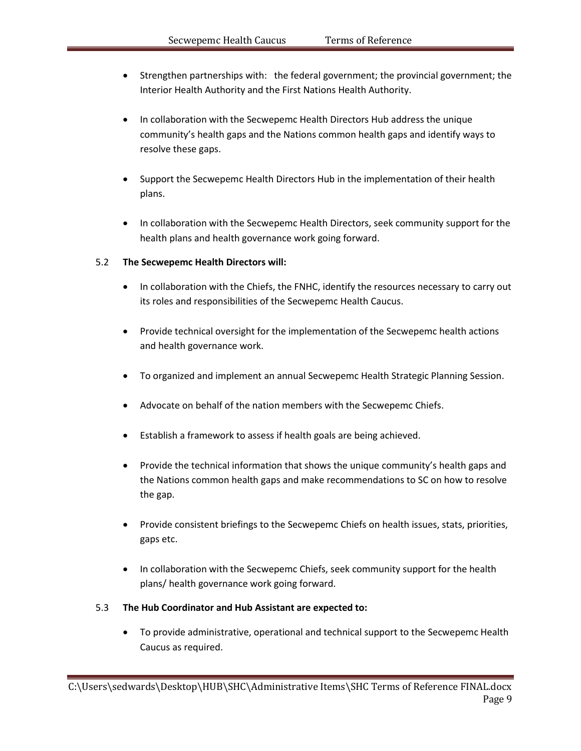- Strengthen partnerships with:   the federal government; the provincial government; the Interior Health Authority and the First Nations Health Authority.

- In collaboration with the Secwepemc Health Directors Hub address the unique community's health gaps and the Nations common health gaps and identify ways to resolve these gaps.

- Support the Secwepemc Health Directors Hub in the implementation of their health plans.

- In collaboration with the Secwepemc Health Directors, seek community support for the health plans and health governance work going forward.

5.2 **The Secwepemc Health Directors will:**

- In collaboration with the Chiefs, the FNHC, identify the resources necessary to carry out its roles and responsibilities of the Secwepemc Health Caucus.

- Provide technical oversight for the implementation of the Secwepemc health actions and health governance work.

- To organized and implement an annual Secwepemc Health Strategic Planning Session.

- Advocate on behalf of the nation members with the Secwepemc Chiefs.

- Establish a framework to assess if health goals are being achieved.

- Provide the technical information that shows the unique community's health gaps and the Nations common health gaps and make recommendations to SC on how to resolve the gap.

- Provide consistent briefings to the Secwepemc Chiefs on health issues, stats, priorities, gaps etc.

- In collaboration with the Secwepemc Chiefs, seek community support for the health plans/ health governance work going forward.

5.3 **The Hub Coordinator and Hub Assistant are expected to:**

- To provide administrative, operational and technical support to the Secwepemc Health Caucus as required.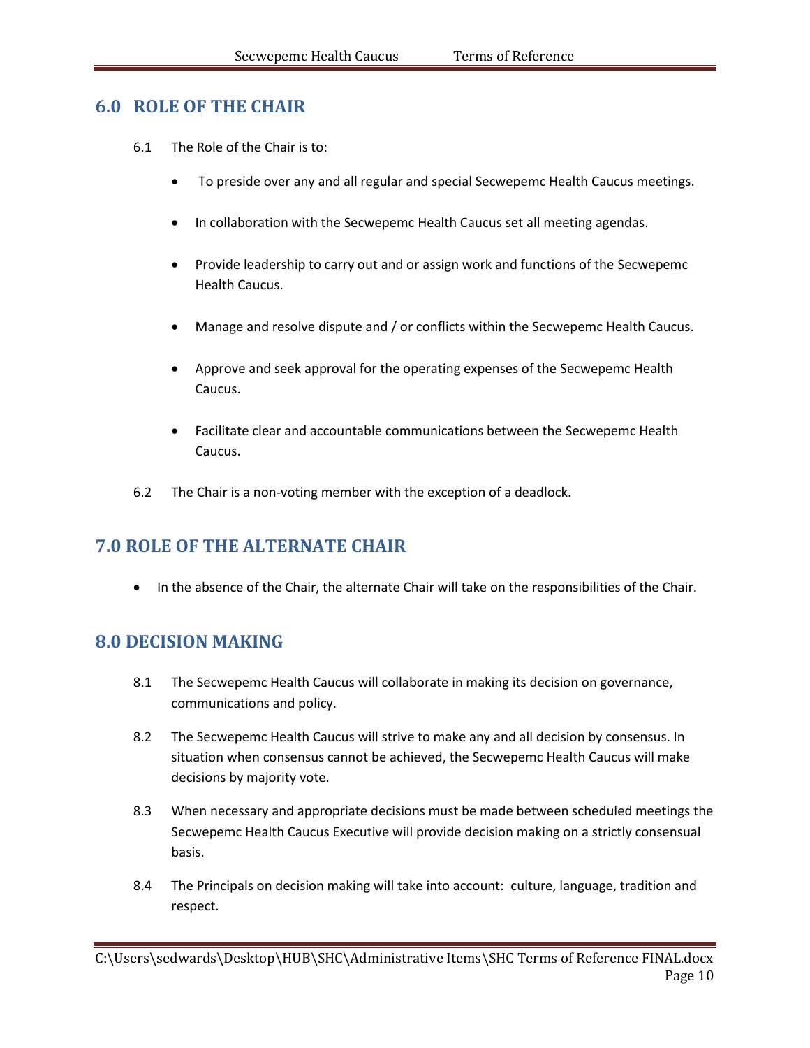## 6.0 ROLE OF THE CHAIR

6.1 The Role of the Chair is to:

- To preside over any and all regular and special Secwepemc Health Caucus meetings.
- In collaboration with the Secwepemc Health Caucus set all meeting agendas.
- Provide leadership to carry out and or assign work and functions of the Secwepemc Health Caucus.
- Manage and resolve dispute and / or conflicts within the Secwepemc Health Caucus.
- Approve and seek approval for the operating expenses of the Secwepemc Health Caucus.
- Facilitate clear and accountable communications between the Secwepemc Health Caucus.

6.2 The Chair is a non-voting member with the exception of a deadlock.

## 7.0 ROLE OF THE ALTERNATE CHAIR

- In the absence of the Chair, the alternate Chair will take on the responsibilities of the Chair.

## 8.0 DECISION MAKING

8.1 The Secwepemc Health Caucus will collaborate in making its decision on governance, communications and policy.

8.2 The Secwepemc Health Caucus will strive to make any and all decision by consensus. In situation when consensus cannot be achieved, the Secwepemc Health Caucus will make decisions by majority vote.

8.3 When necessary and appropriate decisions must be made between scheduled meetings the Secwepemc Health Caucus Executive will provide decision making on a strictly consensual basis.

8.4 The Principals on decision making will take into account: culture, language, tradition and respect.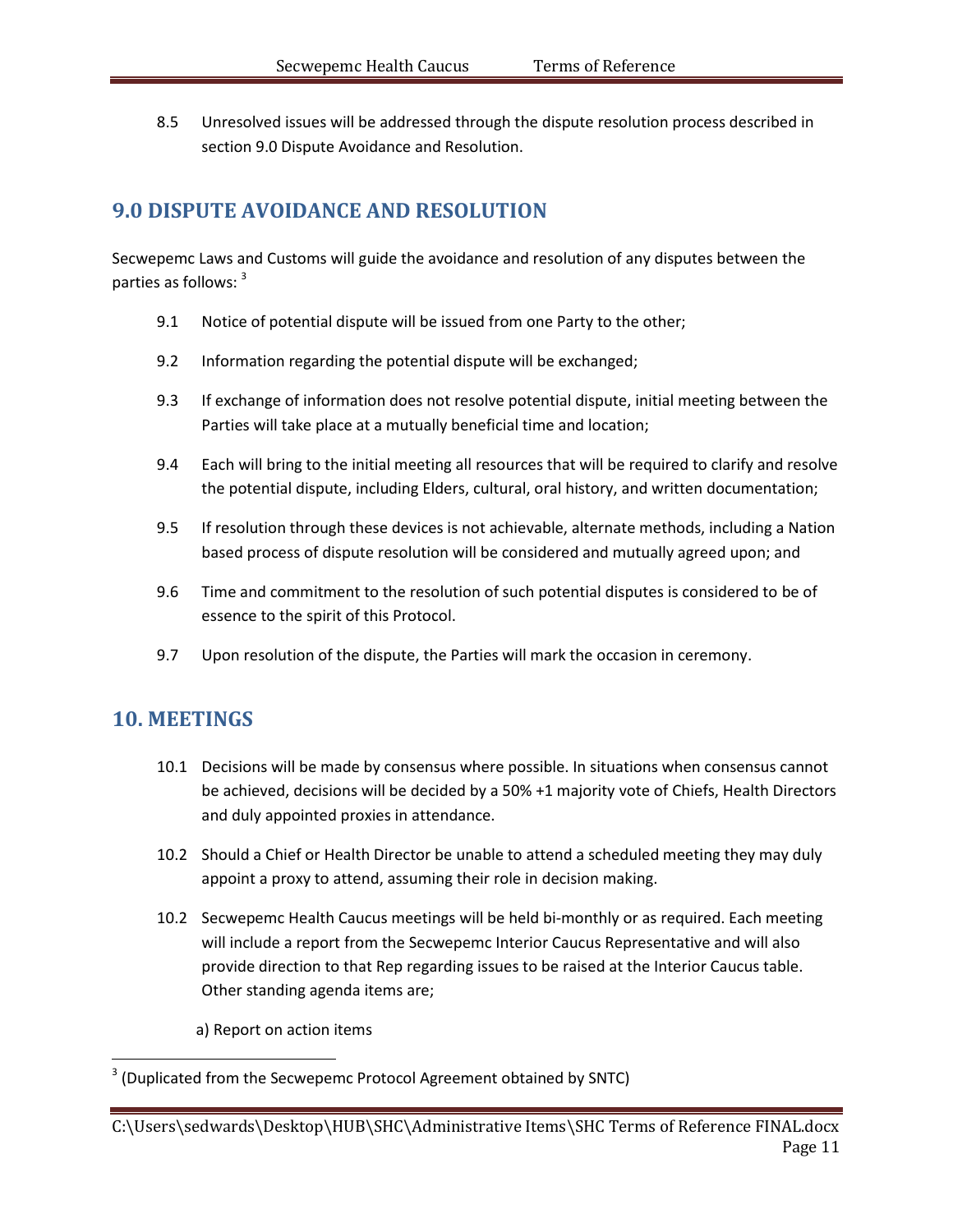8.5 Unresolved issues will be addressed through the dispute resolution process described in section 9.0 Dispute Avoidance and Resolution.

## 9.0 DISPUTE AVOIDANCE AND RESOLUTION

Secwepemc Laws and Customs will guide the avoidance and resolution of any disputes between the parties as follows: [3]

9.1 Notice of potential dispute will be issued from one Party to the other;

9.2 Information regarding the potential dispute will be exchanged;

9.3 If exchange of information does not resolve potential dispute, initial meeting between the Parties will take place at a mutually beneficial time and location;

9.4 Each will bring to the initial meeting all resources that will be required to clarify and resolve the potential dispute, including Elders, cultural, oral history, and written documentation;

9.5 If resolution through these devices is not achievable, alternate methods, including a Nation based process of dispute resolution will be considered and mutually agreed upon; and

9.6 Time and commitment to the resolution of such potential disputes is considered to be of essence to the spirit of this Protocol.

9.7 Upon resolution of the dispute, the Parties will mark the occasion in ceremony.

## 10. MEETINGS

10.1 Decisions will be made by consensus where possible. In situations when consensus cannot be achieved, decisions will be decided by a 50% +1 majority vote of Chiefs, Health Directors and duly appointed proxies in attendance.

10.2 Should a Chief or Health Director be unable to attend a scheduled meeting they may duly appoint a proxy to attend, assuming their role in decision making.

10.2 Secwepemc Health Caucus meetings will be held bi-monthly or as required. Each meeting will include a report from the Secwepemc Interior Caucus Representative and will also provide direction to that Rep regarding issues to be raised at the Interior Caucus table. Other standing agenda items are;

a) Report on action items

[3] (Duplicated from the Secwepemc Protocol Agreement obtained by SNTC)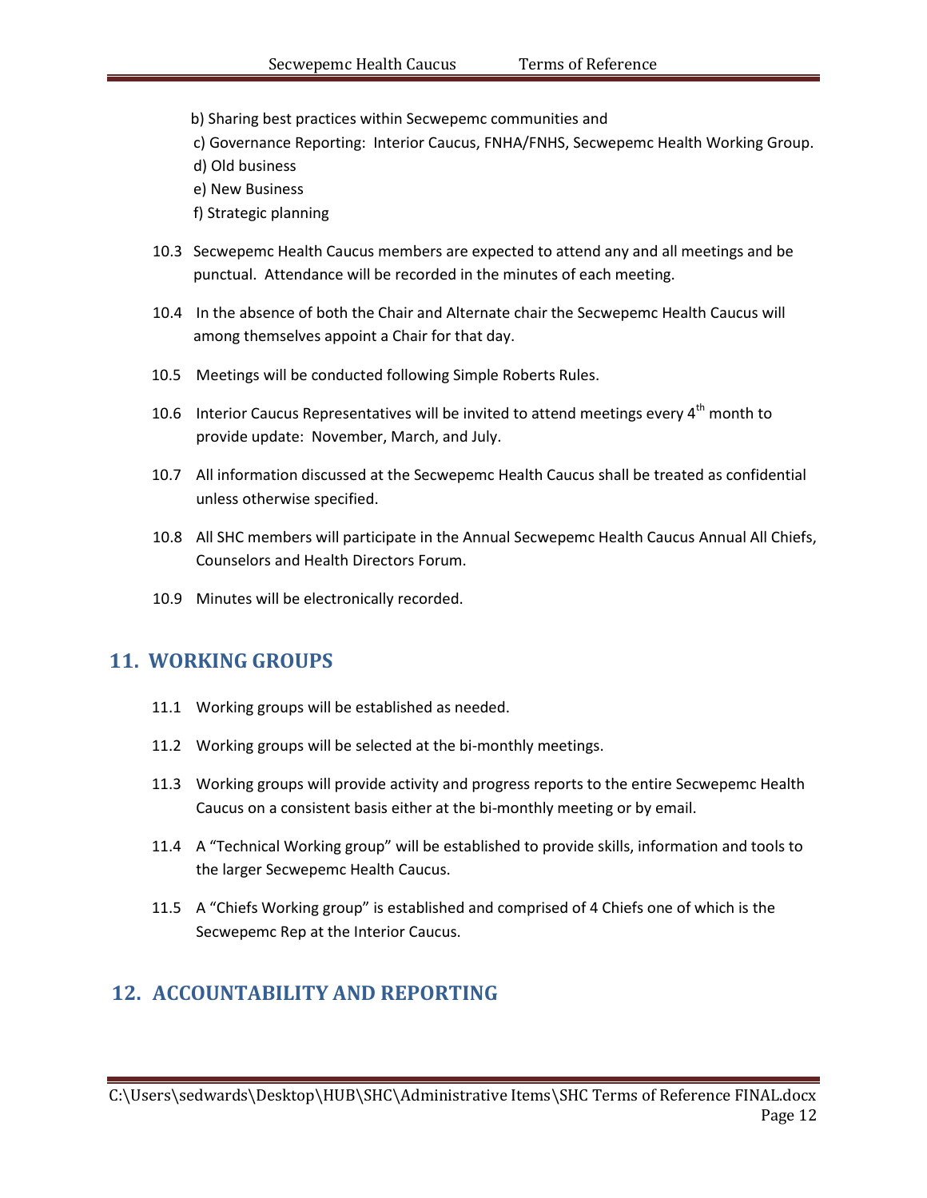b) Sharing best practices within Secwepemc communities and

c) Governance Reporting: Interior Caucus, FNHA/FNHS, Secwepemc Health Working Group.

d) Old business

e) New Business

f) Strategic planning

10.3 Secwepemc Health Caucus members are expected to attend any and all meetings and be punctual. Attendance will be recorded in the minutes of each meeting.

10.4 In the absence of both the Chair and Alternate chair the Secwepemc Health Caucus will among themselves appoint a Chair for that day.

10.5 Meetings will be conducted following Simple Roberts Rules.

10.6 Interior Caucus Representatives will be invited to attend meetings every 4th month to provide update: November, March, and July.

10.7 All information discussed at the Secwepemc Health Caucus shall be treated as confidential unless otherwise specified.

10.8 All SHC members will participate in the Annual Secwepemc Health Caucus Annual All Chiefs, Counselors and Health Directors Forum.

10.9 Minutes will be electronically recorded.

## 11. WORKING GROUPS

11.1 Working groups will be established as needed.

11.2 Working groups will be selected at the bi-monthly meetings.

11.3 Working groups will provide activity and progress reports to the entire Secwepemc Health Caucus on a consistent basis either at the bi-monthly meeting or by email.

11.4 A "Technical Working group" will be established to provide skills, information and tools to the larger Secwepemc Health Caucus.

11.5 A "Chiefs Working group" is established and comprised of 4 Chiefs one of which is the Secwepemc Rep at the Interior Caucus.

## 12. ACCOUNTABILITY AND REPORTING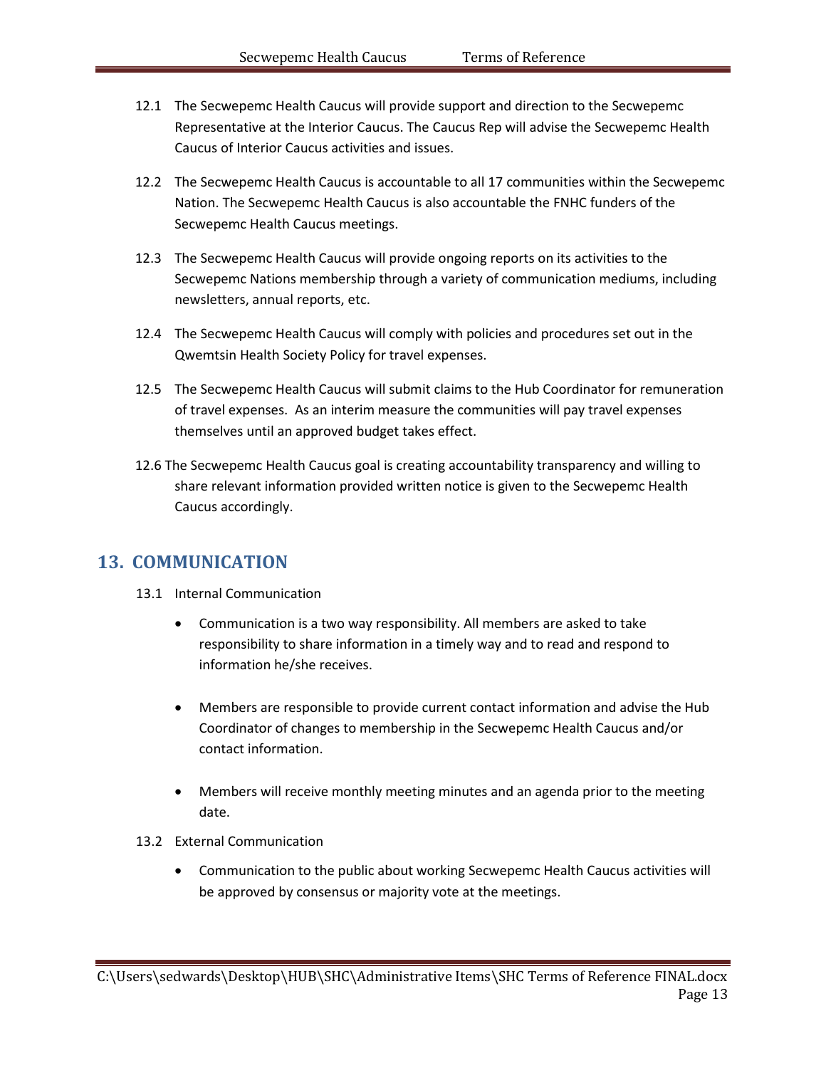12.1 The Secwepemc Health Caucus will provide support and direction to the Secwepemc Representative at the Interior Caucus. The Caucus Rep will advise the Secwepemc Health Caucus of Interior Caucus activities and issues.

12.2 The Secwepemc Health Caucus is accountable to all 17 communities within the Secwepemc Nation. The Secwepemc Health Caucus is also accountable the FNHC funders of the Secwepemc Health Caucus meetings.

12.3 The Secwepemc Health Caucus will provide ongoing reports on its activities to the Secwepemc Nations membership through a variety of communication mediums, including newsletters, annual reports, etc.

12.4 The Secwepemc Health Caucus will comply with policies and procedures set out in the Qwemtsin Health Society Policy for travel expenses.

12.5 The Secwepemc Health Caucus will submit claims to the Hub Coordinator for remuneration of travel expenses. As an interim measure the communities will pay travel expenses themselves until an approved budget takes effect.

12.6 The Secwepemc Health Caucus goal is creating accountability transparency and willing to share relevant information provided written notice is given to the Secwepemc Health Caucus accordingly.

## 13. COMMUNICATION

13.1 Internal Communication

- Communication is a two way responsibility. All members are asked to take responsibility to share information in a timely way and to read and respond to information he/she receives.

- Members are responsible to provide current contact information and advise the Hub Coordinator of changes to membership in the Secwepemc Health Caucus and/or contact information.

- Members will receive monthly meeting minutes and an agenda prior to the meeting date.

13.2 External Communication

- Communication to the public about working Secwepemc Health Caucus activities will be approved by consensus or majority vote at the meetings.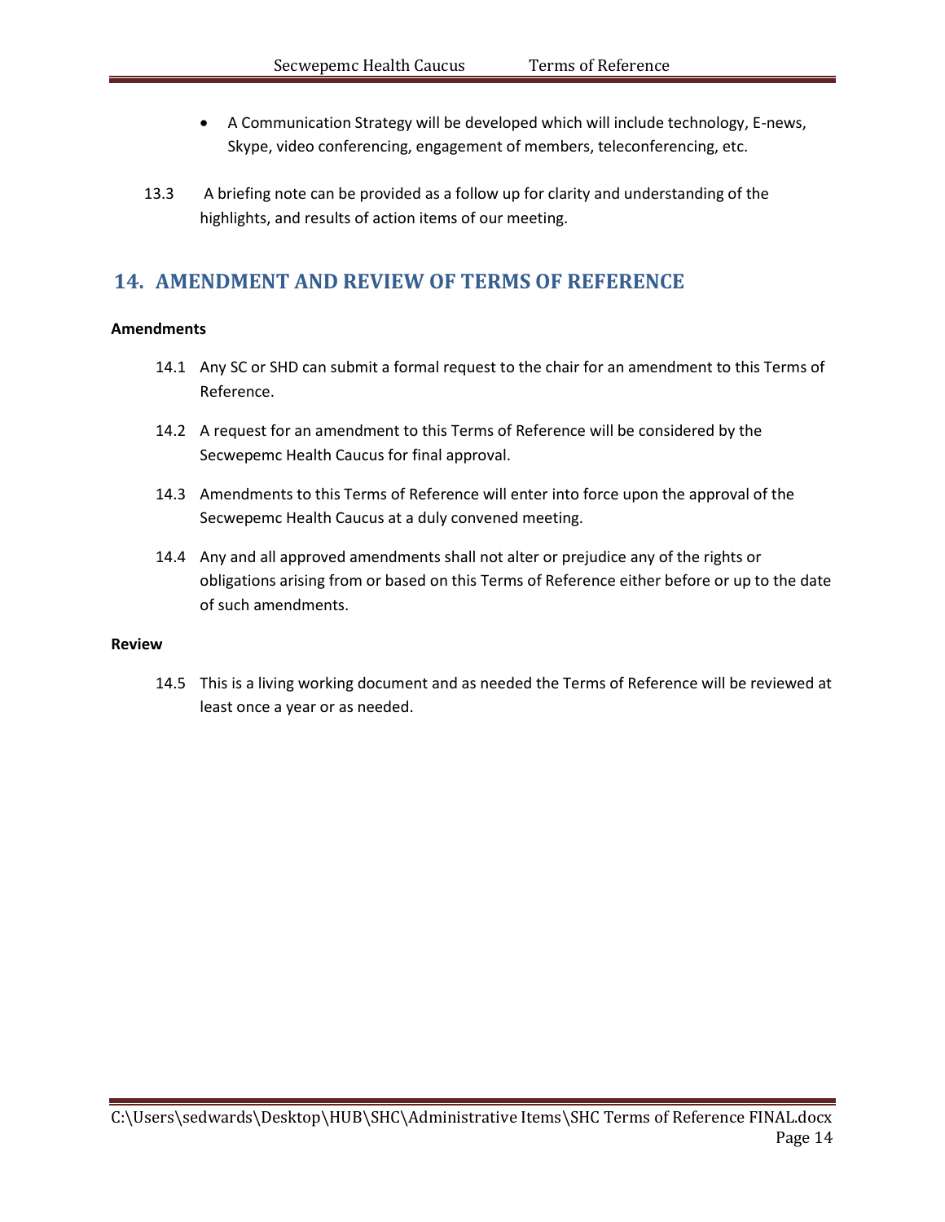- A Communication Strategy will be developed which will include technology, E-news, Skype, video conferencing, engagement of members, teleconferencing, etc.

13.3 A briefing note can be provided as a follow up for clarity and understanding of the highlights, and results of action items of our meeting.

## 14. AMENDMENT AND REVIEW OF TERMS OF REFERENCE

**Amendments**

14.1 Any SC or SHD can submit a formal request to the chair for an amendment to this Terms of Reference.

14.2 A request for an amendment to this Terms of Reference will be considered by the Secwepemc Health Caucus for final approval.

14.3 Amendments to this Terms of Reference will enter into force upon the approval of the Secwepemc Health Caucus at a duly convened meeting.

14.4 Any and all approved amendments shall not alter or prejudice any of the rights or obligations arising from or based on this Terms of Reference either before or up to the date of such amendments.

**Review**

14.5 This is a living working document and as needed the Terms of Reference will be reviewed at least once a year or as needed.